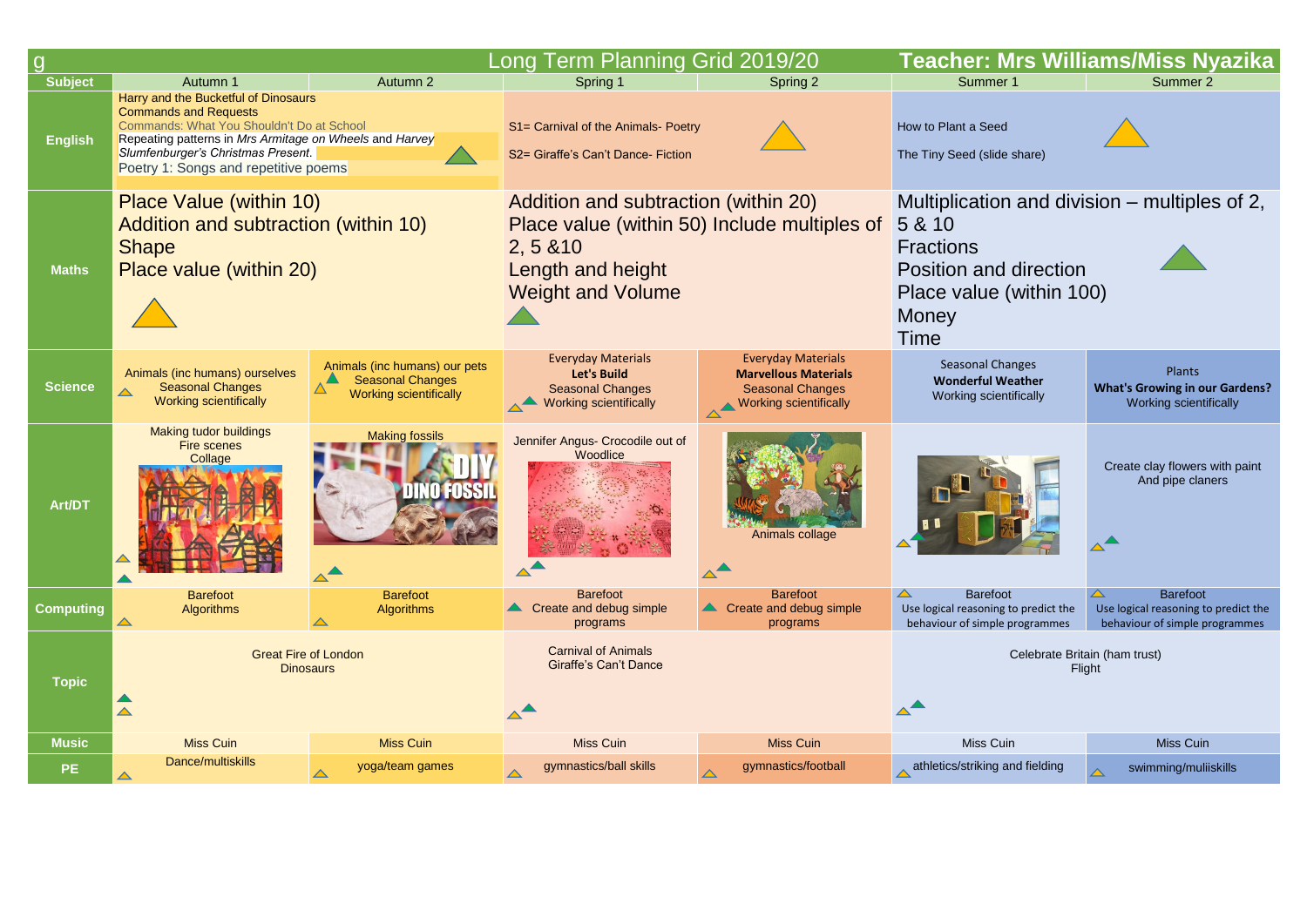# Long Term Planning Grid 2019/20

**Teacher: Mrs Williams/Miss Nyazika**

| Subject | Autumn 1 | Autumn 2 | Spring 1 | Spring 2 | Summer 1 | Summer 2 |
|---|---|---|---|---|---|---|
| **English** | Harry and the Bucketful of Dinosaurs<br>Commands and Requests<br>Commands: What You Shouldn't Do at School<br>Repeating patterns in *Mrs Armitage on Wheels* and *Harvey Slumfenburger's Christmas Present.*<br>Poetry 1: Songs and repetitive poems | | S1= Carnival of the Animals- Poetry<br>S2= Giraffe's Can't Dance- Fiction | | How to Plant a Seed<br>The Tiny Seed (slide share) | |
| **Maths** | Place Value (within 10)<br>Addition and subtraction (within 10)<br>Shape<br>Place value (within 20) | | Addition and subtraction (within 20)<br>Place value (within 50) Include multiples of 2, 5 &10<br>Length and height<br>Weight and Volume | | Multiplication and division – multiples of 2, 5 & 10<br>Fractions<br>Position and direction<br>Place value (within 100)<br>Money<br>Time | |
| **Science** | Animals (inc humans) ourselves<br>Seasonal Changes<br>Working scientifically | Animals (inc humans) our pets<br>Seasonal Changes<br>Working scientifically | Everyday Materials<br>**Let's Build**<br>Seasonal Changes<br>Working scientifically | Everyday Materials<br>**Marvellous Materials**<br>Seasonal Changes<br>Working scientifically | Seasonal Changes<br>**Wonderful Weather**<br>Working scientifically | Plants<br>**What's Growing in our Gardens?**<br>Working scientifically |
| **Art/DT** | Making tudor buildings<br>Fire scenes<br>Collage | Making fossils | Jennifer Angus- Crocodile out of Woodlice | Animals collage | | Create clay flowers with paint And pipe claners |
| **Computing** | Barefoot<br>Algorithms | Barefoot<br>Algorithms | Barefoot<br>Create and debug simple programs | Barefoot<br>Create and debug simple programs | Barefoot<br>Use logical reasoning to predict the behaviour of simple programmes | Barefoot<br>Use logical reasoning to predict the behaviour of simple programmes |
| **Topic** | Great Fire of London<br>Dinosaurs | | Carnival of Animals<br>Giraffe's Can't Dance | | Celebrate Britain (ham trust)<br>Flight | |
| **Music** | Miss Cuin | Miss Cuin | Miss Cuin | Miss Cuin | Miss Cuin | Miss Cuin |
| **PE** | Dance/multiskills | yoga/team games | gymnastics/ball skills | gymnastics/football | athletics/striking and fielding | swimming/muliiskills |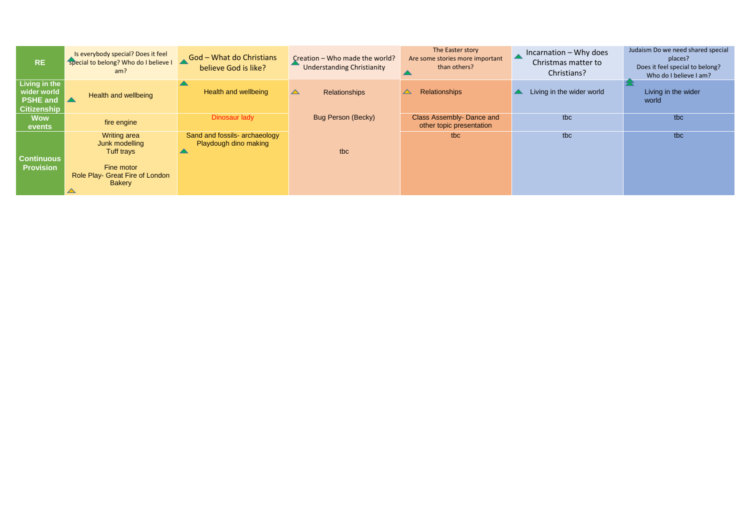| | | | | | | |
|---|---|---|---|---|---|---|
| **RE** | Is everybody special? Does it feel special to belong? Who do I believe I am? | God – What do Christians believe God is like? | Creation – Who made the world? Understanding Christianity | The Easter story Are some stories more important than others? | Incarnation – Why does Christmas matter to Christians? | Judaism Do we need shared special places? Does it feel special to belong? Who do I believe I am? |
| **Living in the wider world PSHE and Citizenship** | Health and wellbeing | Health and wellbeing | Relationships | Relationships | Living in the wider world | Living in the wider world |
| **Wow events** | fire engine | Dinosaur lady | Bug Person (Becky) | Class Assembly- Dance and other topic presentation | tbc | tbc |
| **Continuous Provision** | Writing area<br>Junk modelling<br>Tuff trays<br><br>Fine motor<br>Role Play- Great Fire of London Bakery | Sand and fossils- archaeology<br>Playdough dino making | tbc | tbc | tbc | tbc |